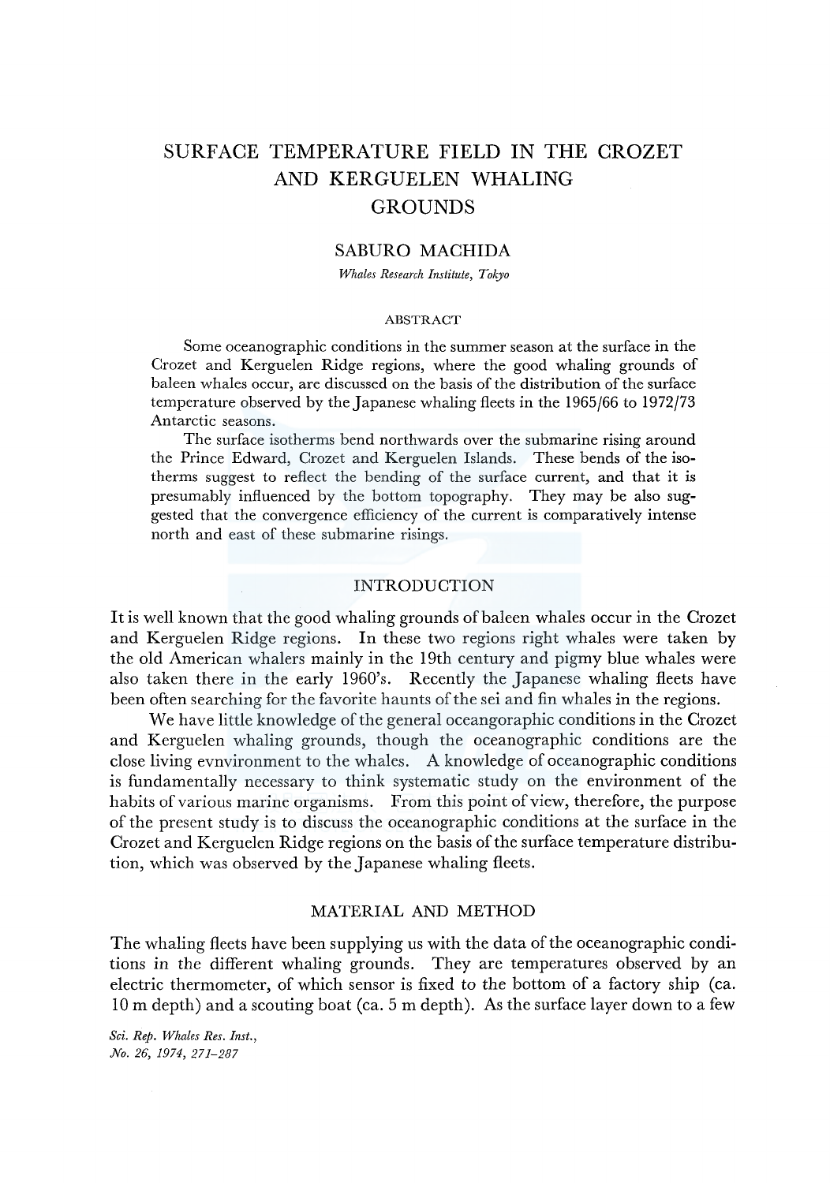# SURFACE TEMPERATURE FIELD IN THE CROZET AND KERGUELEN WHALING GROUNDS

## SABURO MACHIDA

*Whales Research Institute, Tokyo*

### ABSTRACT

Some oceanographic conditions in the summer season at the surface in the Crozet and Kerguelen Ridge regions, where the good whaling grounds of baleen whales occur, are discussed on the basis of the distribution of the surface temperature observed by the Japanese whaling fleets in the 1965/66 to 1972/73 Antarctic seasons.

The surface isotherms bend northwards over the submarine rising around the Prince Edward, Crozet and Kerguelen Islands. These bends of the isotherms suggest to reflect the bending of the surface current, and that it is presumably influenced by the bottom topography. They may be also suggested that the convergence efficiency of the current is comparatively intense north and east of these submarine risings.

## INTRODUCTION

It is well known that the good whaling grounds of baleen whales occur in the Crozet and Kerguelen Ridge regions. In these two regions right whales were taken by the old American whalers mainly in the 19th century and pigmy blue whales were also taken there in the early 1960's. Recently the Japanese whaling fleets have been often searching for the favorite haunts of the sei and fin whales in the regions.

We have little knowledge of the general oceangoraphic conditions in the Crozet and Kerguelen whaling grounds, though the oceanographic conditions are the close living evnvironment to the whales. A knowledge of oceanographic conditions is fundamentally necessary to think systematic study on the environment of the habits of various marine organisms. From this point of view, therefore, the purpose of the present study is to discuss the oceanographic conditions at the surface in the Crozet and Kerguelen Ridge regions on the basis of the surface temperature distribution, which was observed by the Japanese whaling fleets.

## MATERIAL AND METHOD

The whaling fleets have been supplying us with the data of the oceanographic conditions in the different whaling grounds. They are temperatures observed by an electric thermometer, of which sensor is fixed to the bottom of a factory ship (ca. 10 m depth) and a scouting boat (ca. 5 m depth). As the surface layer down to a few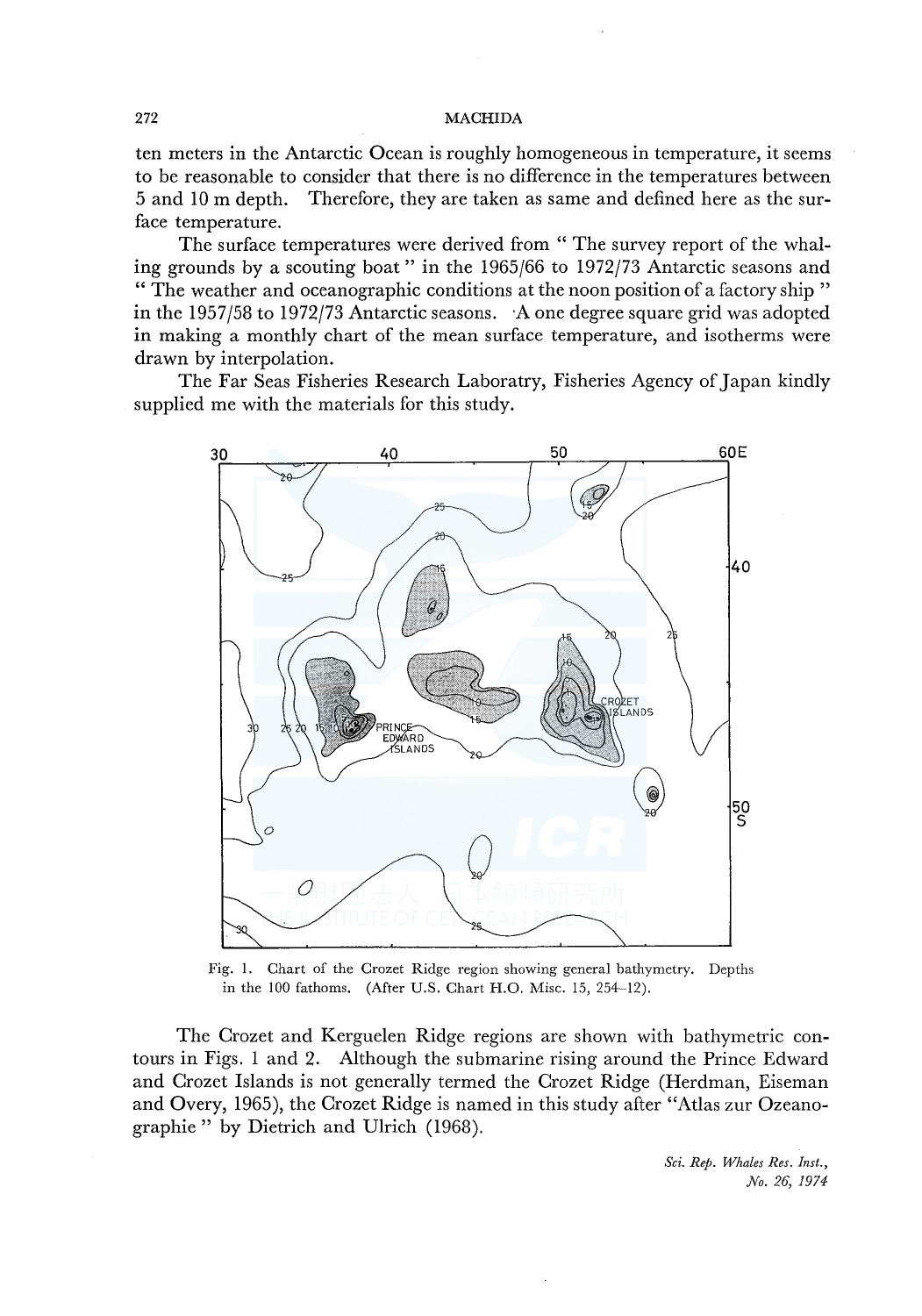ten meters in the Antarctic Ocean is roughly homogeneous in temperature, it seems to be reasonable to consider that there is no difference in the temperatures between 5 and 10 m depth. Therefore, they are taken as same and defined here as the surface temperature.

The surface temperatures were derived from " The survey report of the whaling grounds by a scouting boat " in the 1965/66 to 1972/73 Antarctic seasons and " The weather and oceanographic conditions at the noon position of a factory ship " in the 1957/58 to 1972/73 Antarctic seasons. A one degree square grid was adopted in making a monthly chart of the mean surface temperature, and isotherms were drawn by interpolation.

The Far Seas Fisheries Research Laboratry, Fisheries Agency of Japan kindly supplied me with the materials for this study.

Fig. 1. Chart of the Crozet Ridge region showing general bathymetry. Depths in the 100 fathoms. (After U.S. Chart H.O. Misc. 15, 254–12).

The Crozet and Kerguelen Ridge regions are shown with bathymetric contours in Figs. 1 and 2. Although the submarine rising around the Prince Edward and Crozet Islands is not generally termed the Crozet Ridge (Herdman, Eiseman and Overy, 1965), the Crozet Ridge is named in this study after "Atlas zur Ozeanographie " by Dietrich and Ulrich (1968).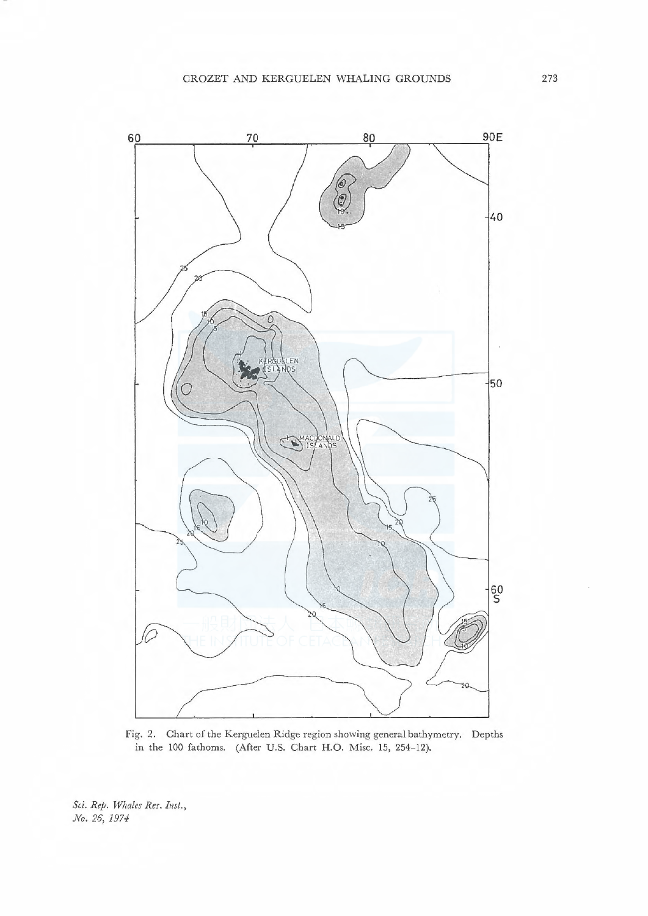Fig. 2. Chart of the Kerguelen Ridge region showing general bathymetry. Depths in the 100 fathoms. (After U.S. Chart H.O. Misc. 15, 254–12).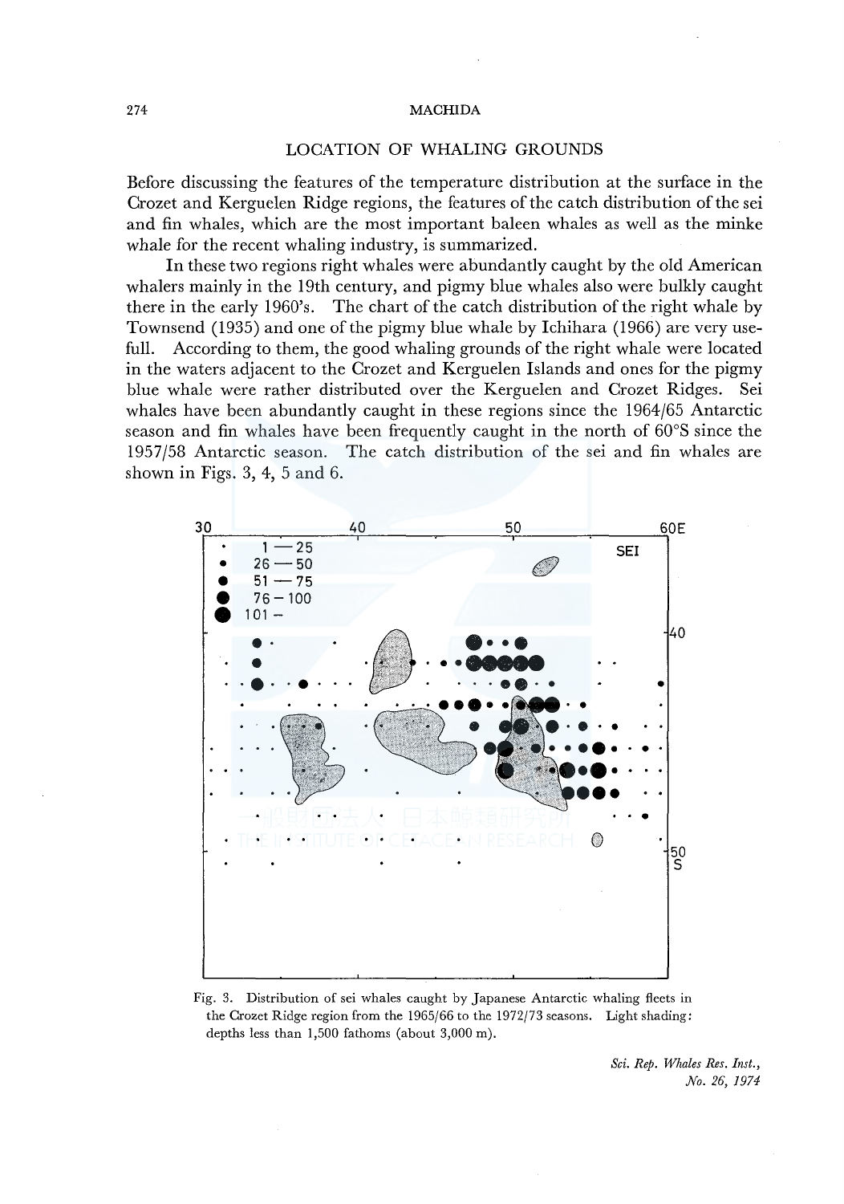## LOCATION OF WHALING GROUNDS

Before discussing the features of the temperature distribution at the surface in the Crozet and Kerguelen Ridge regions, the features of the catch distribution of the sei and fin whales, which are the most important baleen whales as well as the minke whale for the recent whaling industry, is summarized.

In these two regions right whales were abundantly caught by the old American whalers mainly in the 19th century, and pigmy blue whales also were bulkly caught there in the early 1960's. The chart of the catch distribution of the right whale by Townsend (1935) and one of the pigmy blue whale by Ichihara (1966) are very usefull. According to them, the good whaling grounds of the right whale were located in the waters adjacent to the Crozet and Kerguelen Islands and ones for the pigmy blue whale were rather distributed over the Kerguelen and Crozet Ridges. Sei whales have been abundantly caught in these regions since the 1964/65 Antarctic season and fin whales have been frequently caught in the north of 60°S since the 1957/58 Antarctic season. The catch distribution of the sei and fin whales are shown in Figs. 3, 4, 5 and 6.

Fig. 3. Distribution of sei whales caught by Japanese Antarctic whaling fleets in the Crozet Ridge region from the 1965/66 to the 1972/73 seasons. Light shading: depths less than 1,500 fathoms (about 3,000 m).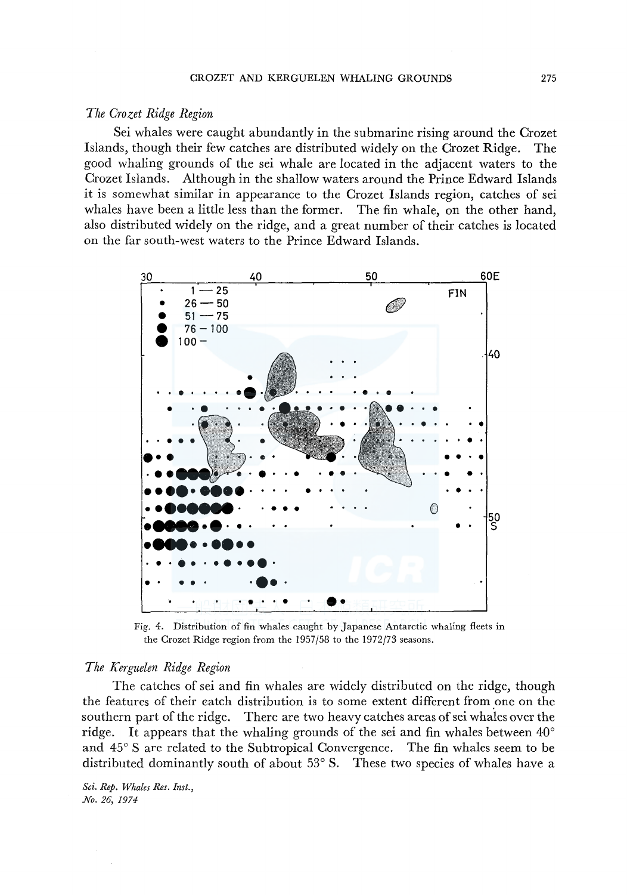### *The Crozet Ridge Region*

Sei whales were caught abundantly in the submarine rising around the Crozet Islands, though their few catches are distributed widely on the Crozet Ridge. The good whaling grounds of the sei whale are located in the adjacent waters to the Crozet Islands. Although in the shallow waters around the Prince Edward Islands it is somewhat similar in appearance to the Crozet Islands region, catches of sei whales have been a little less than the former. The fin whale, on the other hand, also distributed widely on the ridge, and a great number of their catches is located on the far south-west waters to the Prince Edward Islands.

Fig. 4. Distribution of fin whales caught by Japanese Antarctic whaling fleets in the Crozet Ridge region from the 1957/58 to the 1972/73 seasons.

### *The Kerguelen Ridge Region*

The catches of sei and fin whales are widely distributed on the ridge, though the features of their catch distribution is to some extent different from one on the southern part of the ridge. There are two heavy catches areas of sei whales over the ridge. It appears that the whaling grounds of the sei and fin whales between 40° and 45° S are related to the Subtropical Convergence. The fin whales seem to be distributed dominantly south of about 53° S. These two species of whales have a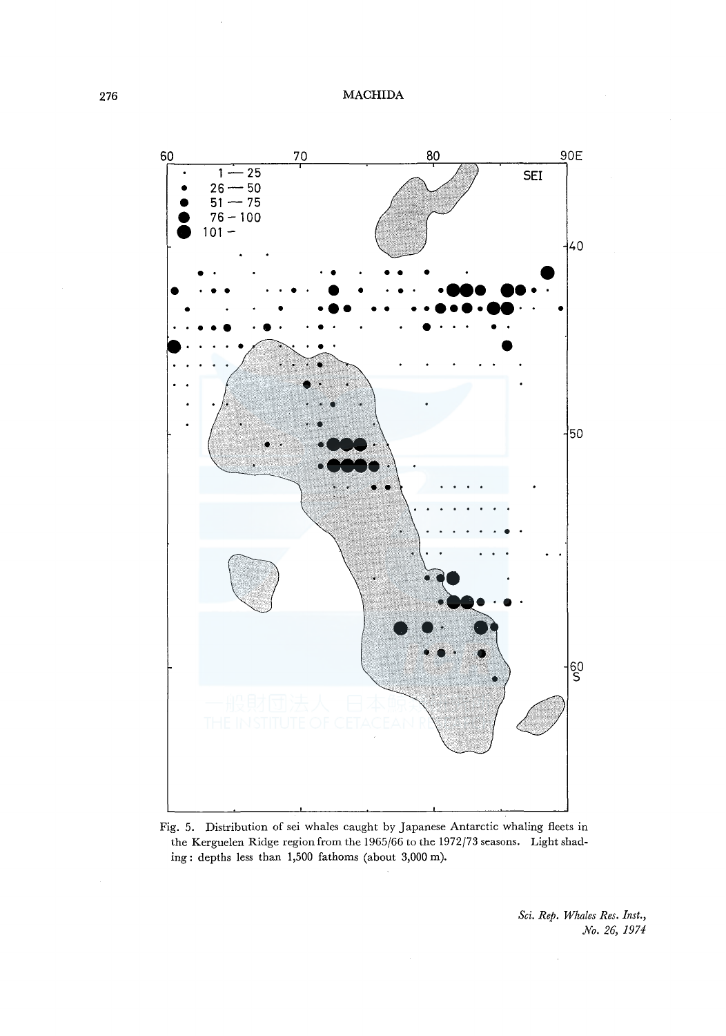Fig. 5. Distribution of sei whales caught by Japanese Antarctic whaling fleets in the Kerguelen Ridge region from the 1965/66 to the 1972/73 seasons. Light shading: depths less than 1,500 fathoms (about 3,000 m).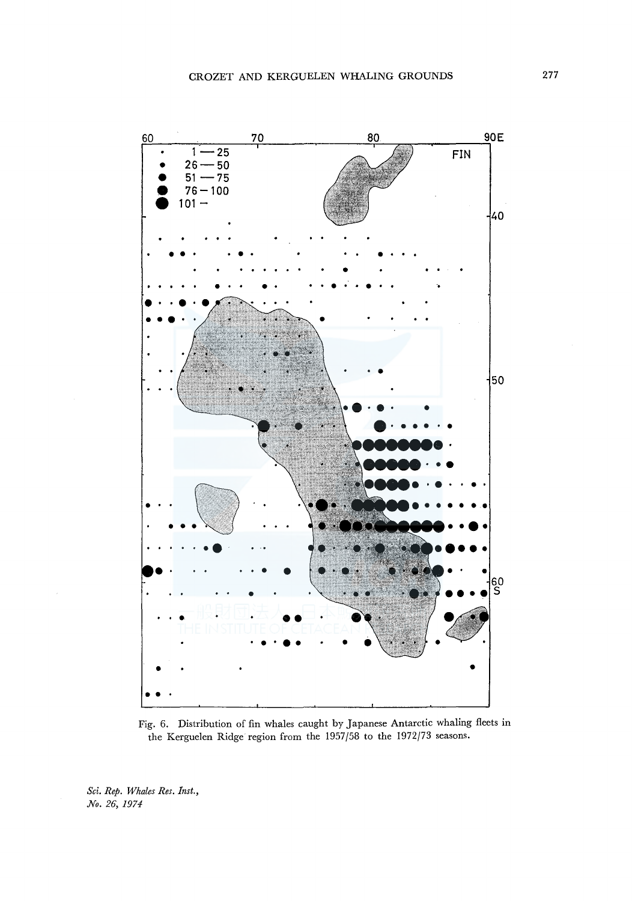Fig. 6. Distribution of fin whales caught by Japanese Antarctic whaling fleets in the Kerguelen Ridge region from the 1957/58 to the 1972/73 seasons.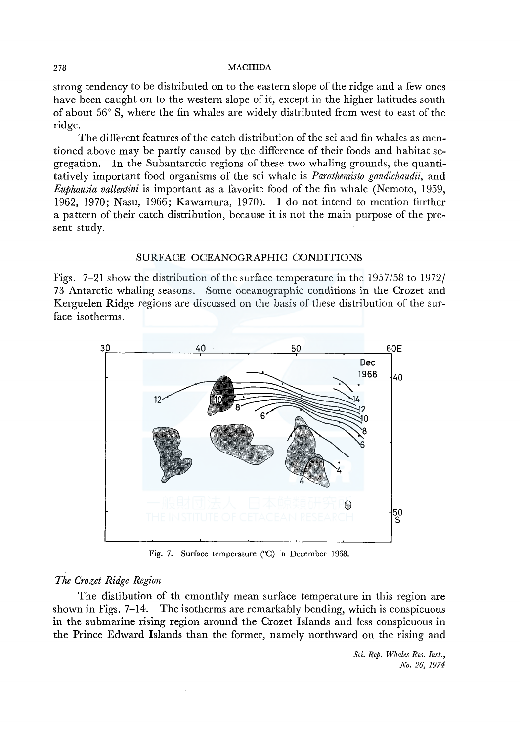strong tendency to be distributed on to the eastern slope of the ridge and a few ones have been caught on to the western slope of it, except in the higher latitudes south of about 56° S, where the fin whales are widely distributed from west to east of the ridge.

The different features of the catch distribution of the sei and fin whales as mentioned above may be partly caused by the difference of their foods and habitat segregation. In the Subantarctic regions of these two whaling grounds, the quantitatively important food organisms of the sei whale is *Parathemisto gandichaudii*, and *Euphausia vallentini* is important as a favorite food of the fin whale (Nemoto, 1959, 1962, 1970; Nasu, 1966; Kawamura, 1970). I do not intend to mention further a pattern of their catch distribution, because it is not the main purpose of the present study.

## SURFACE OCEANOGRAPHIC CONDITIONS

Figs. 7–21 show the distribution of the surface temperature in the 1957/58 to 1972/73 Antarctic whaling seasons. Some oceanographic conditions in the Crozet and Kerguelen Ridge regions are discussed on the basis of these distribution of the surface isotherms.

Fig. 7. Surface temperature (°C) in December 1968.

### *The Crozet Ridge Region*

The distibution of th emonthly mean surface temperature in this region are shown in Figs. 7–14. The isotherms are remarkably bending, which is conspicuous in the submarine rising region around the Crozet Islands and less conspicuous in the Prince Edward Islands than the former, namely northward on the rising and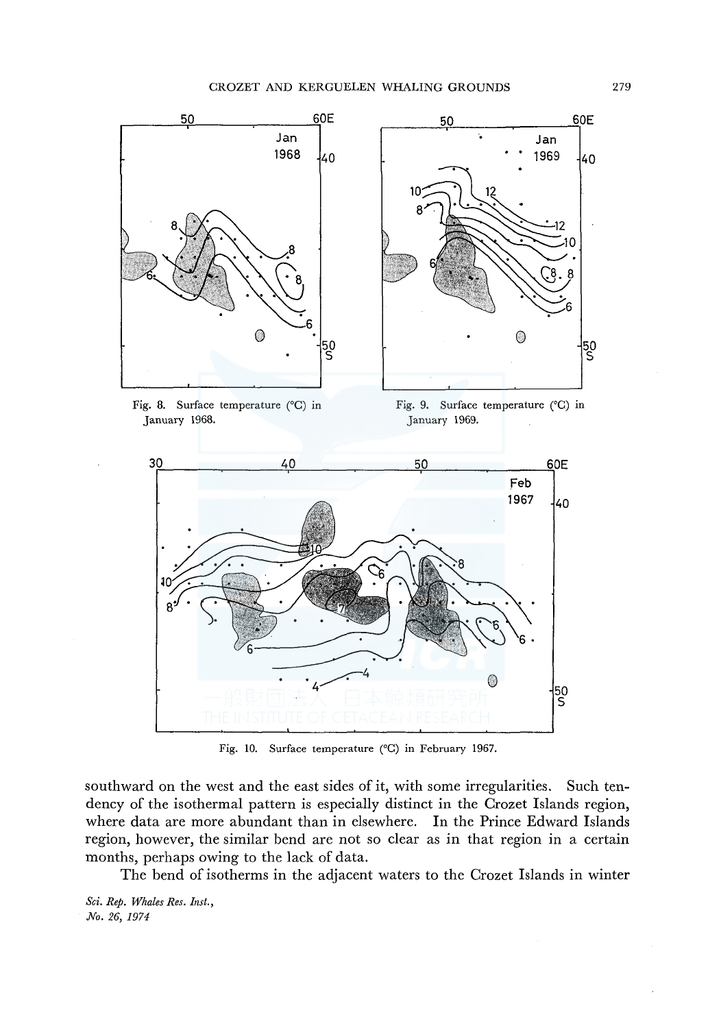Fig. 8. Surface temperature (°C) in January 1968.

Fig. 9. Surface temperature (°C) in January 1969.

Fig. 10. Surface temperature (°C) in February 1967.

southward on the west and the east sides of it, with some irregularities. Such tendency of the isothermal pattern is especially distinct in the Crozet Islands region, where data are more abundant than in elsewhere. In the Prince Edward Islands region, however, the similar bend are not so clear as in that region in a certain months, perhaps owing to the lack of data.

The bend of isotherms in the adjacent waters to the Crozet Islands in winter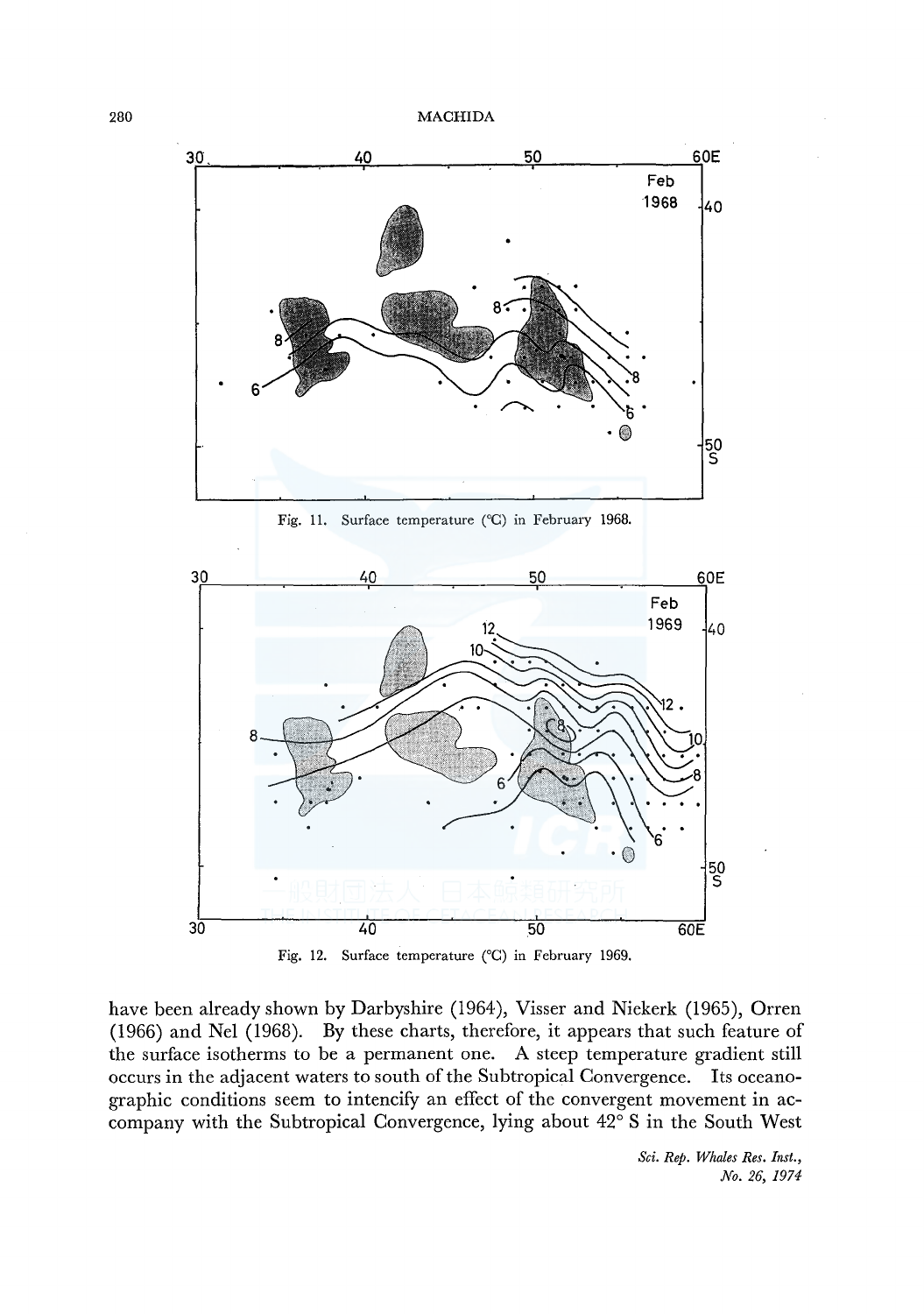Fig. 11. Surface temperature (°C) in February 1968.

Fig. 12. Surface temperature (°C) in February 1969.

have been already shown by Darbyshire (1964), Visser and Niekerk (1965), Orren (1966) and Nel (1968). By these charts, therefore, it appears that such feature of the surface isotherms to be a permanent one. A steep temperature gradient still occurs in the adjacent waters to south of the Subtropical Convergence. Its oceanographic conditions seem to intencify an effect of the convergent movement in accompany with the Subtropical Convergence, lying about 42° S in the South West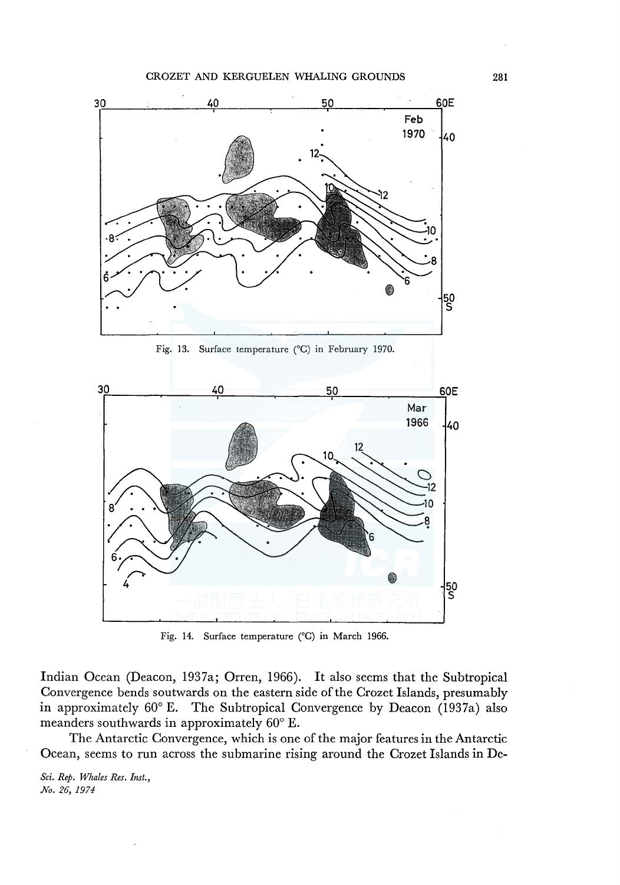Fig. 13. Surface temperature (°C) in February 1970.

Fig. 14. Surface temperature (°C) in March 1966.

Indian Ocean (Deacon, 1937a; Orren, 1966). It also seems that the Subtropical Convergence bends soutwards on the eastern side of the Crozet Islands, presumably in approximately 60° E. The Subtropical Convergence by Deacon (1937a) also meanders southwards in approximately 60° E.

The Antarctic Convergence, which is one of the major features in the Antarctic Ocean, seems to run across the submarine rising around the Crozet Islands in De-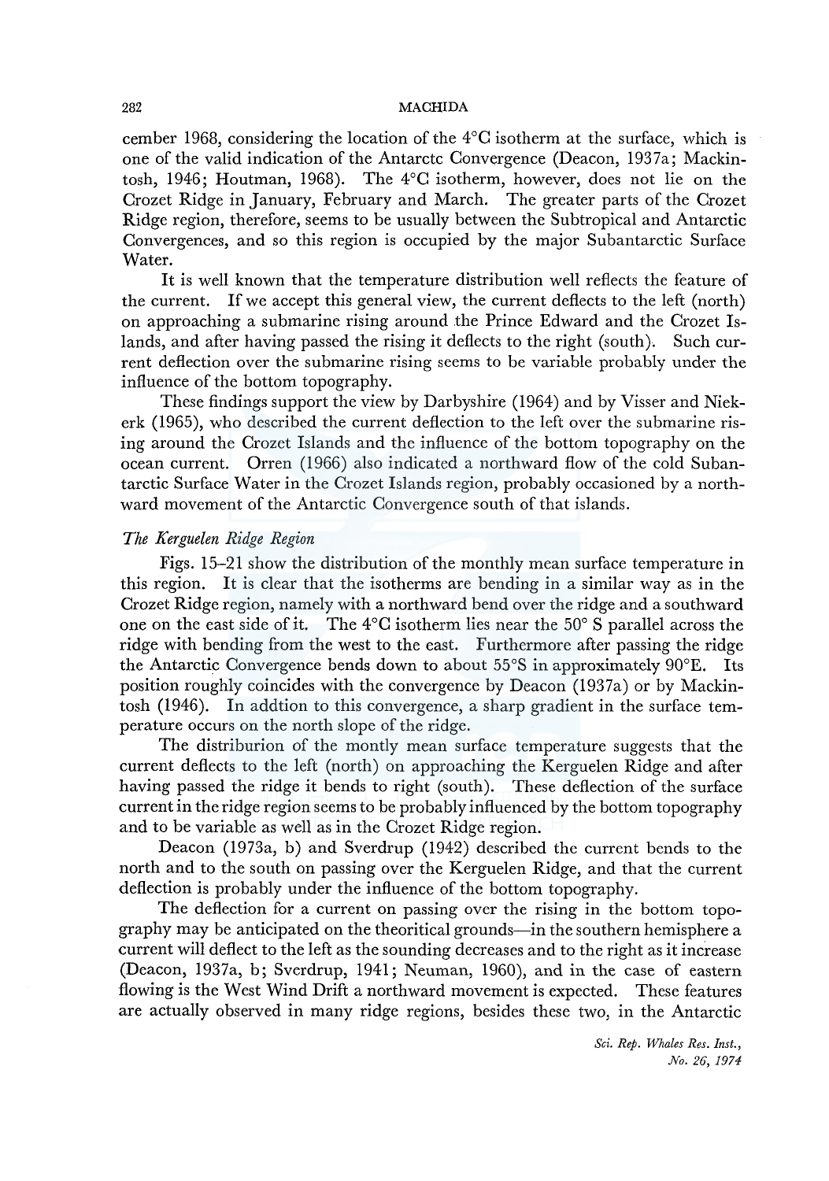cember 1968, considering the location of the 4°C isotherm at the surface, which is one of the valid indication of the Antarctc Convergence (Deacon, 1937a; Mackintosh, 1946; Houtman, 1968). The 4°C isotherm, however, does not lie on the Crozet Ridge in January, February and March. The greater parts of the Crozet Ridge region, therefore, seems to be usually between the Subtropical and Antarctic Convergences, and so this region is occupied by the major Subantarctic Surface Water.

It is well known that the temperature distribution well reflects the feature of the current. If we accept this general view, the current deflects to the left (north) on approaching a submarine rising around the Prince Edward and the Crozet Islands, and after having passed the rising it deflects to the right (south). Such current deflection over the submarine rising seems to be variable probably under the influence of the bottom topography.

These findings support the view by Darbyshire (1964) and by Visser and Niekerk (1965), who described the current deflection to the left over the submarine rising around the Crozet Islands and the influence of the bottom topography on the ocean current. Orren (1966) also indicated a northward flow of the cold Subantarctic Surface Water in the Crozet Islands region, probably occasioned by a northward movement of the Antarctic Convergence south of that islands.

### *The Kerguelen Ridge Region*

Figs. 15–21 show the distribution of the monthly mean surface temperature in this region. It is clear that the isotherms are bending in a similar way as in the Crozet Ridge region, namely with a northward bend over the ridge and a southward one on the east side of it. The 4°C isotherm lies near the 50° S parallel across the ridge with bending from the west to the east. Furthermore after passing the ridge the Antarctic Convergence bends down to about 55°S in approximately 90°E. Its position roughly coincides with the convergence by Deacon (1937a) or by Mackintosh (1946). In addtion to this convergence, a sharp gradient in the surface temperature occurs on the north slope of the ridge.

The distriburion of the montly mean surface temperature suggests that the current deflects to the left (north) on approaching the Kerguelen Ridge and after having passed the ridge it bends to right (south). These deflection of the surface current in the ridge region seems to be probably influenced by the bottom topography and to be variable as well as in the Crozet Ridge region.

Deacon (1973a, b) and Sverdrup (1942) described the current bends to the north and to the south on passing over the Kerguelen Ridge, and that the current deflection is probably under the influence of the bottom topography.

The deflection for a current on passing over the rising in the bottom topography may be anticipated on the theoritical grounds—in the southern hemisphere a current will deflect to the left as the sounding decreases and to the right as it increase (Deacon, 1937a, b; Sverdrup, 1941; Neuman, 1960), and in the case of eastern flowing is the West Wind Drift a northward movement is expected. These features are actually observed in many ridge regions, besides these two, in the Antarctic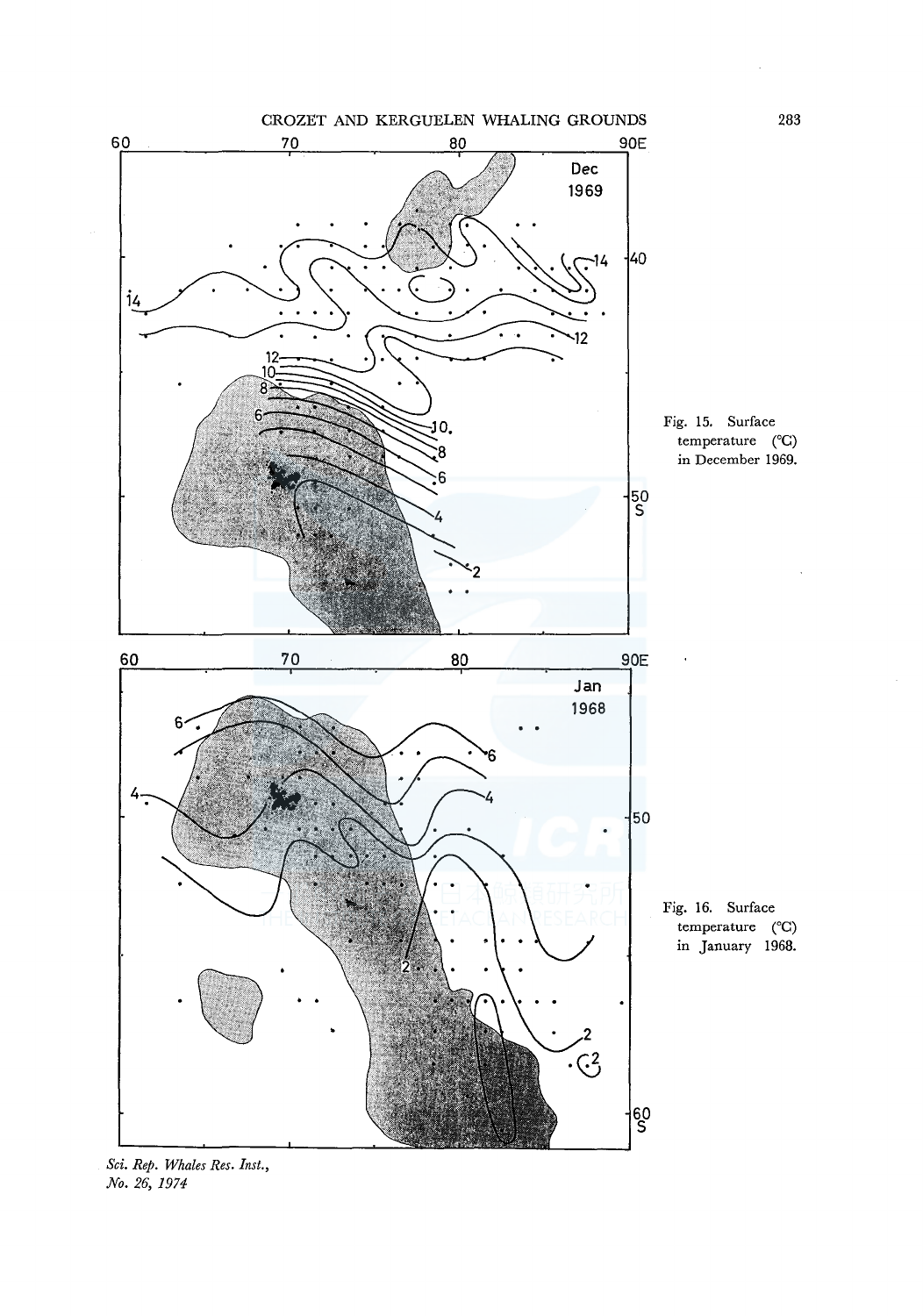Fig. 15. Surface temperature (°C) in December 1969.

Fig. 16. Surface temperature (°C) in January 1968.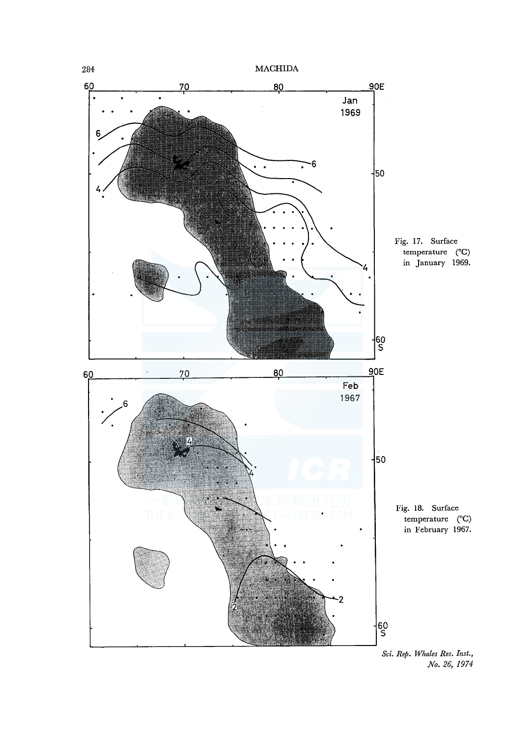Fig. 17. Surface temperature (°C) in January 1969.

Fig. 18. Surface temperature (°C) in February 1967.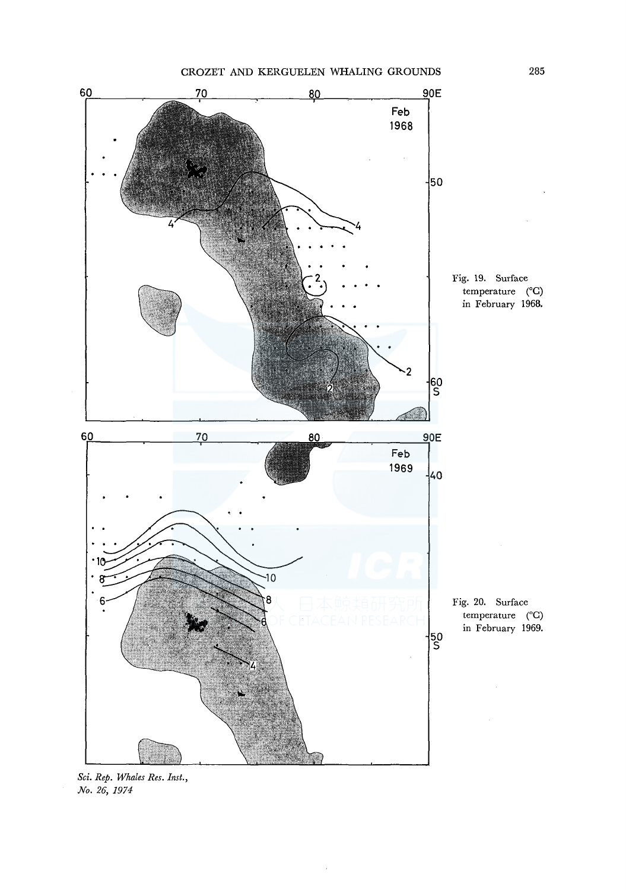Fig. 19. Surface temperature (°C) in February 1968.

Fig. 20. Surface temperature (°C) in February 1969.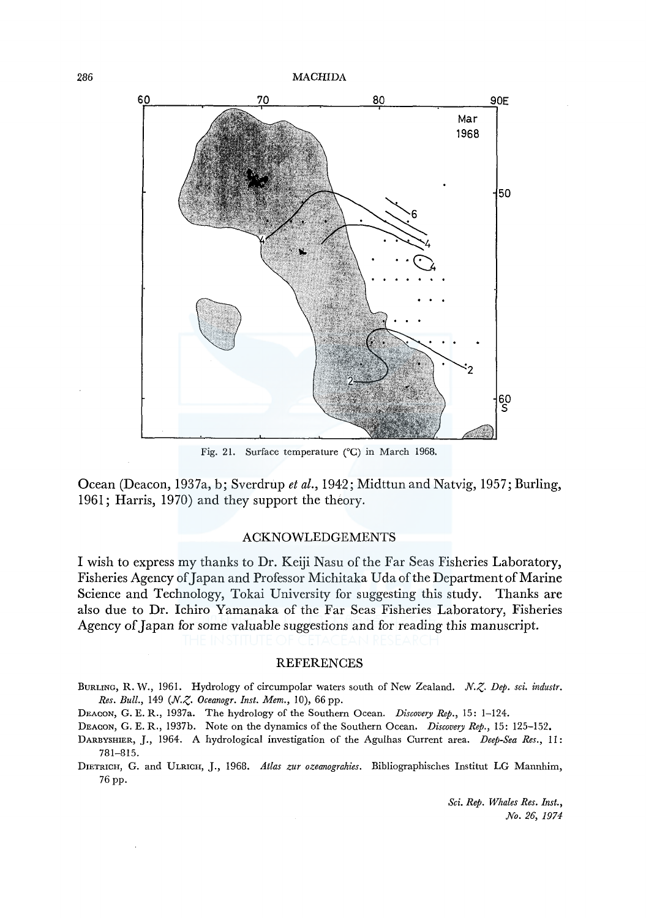Fig. 21. Surface temperature (°C) in March 1968.

Ocean (Deacon, 1937a, b; Sverdrup *et al.*, 1942; Midttun and Natvig, 1957; Burling, 1961; Harris, 1970) and they support the theory.

## ACKNOWLEDGEMENTS

I wish to express my thanks to Dr. Keiji Nasu of the Far Seas Fisheries Laboratory, Fisheries Agency of Japan and Professor Michitaka Uda of the Department of Marine Science and Technology, Tokai University for suggesting this study. Thanks are also due to Dr. Ichiro Yamanaka of the Far Seas Fisheries Laboratory, Fisheries Agency of Japan for some valuable suggestions and for reading this manuscript.

## REFERENCES

Burling, R. W., 1961. Hydrology of circumpolar waters south of New Zealand. *N.Z. Dep. sci. industr. Res. Bull.*, 149 (*N.Z. Oceanogr. Inst. Mem.*, 10), 66 pp.

Deacon, G. E. R., 1937a. The hydrology of the Southern Ocean. *Discovery Rep.*, 15: 1–124.

Deacon, G. E. R., 1937b. Note on the dynamics of the Southern Ocean. *Discovery Rep.*, 15: 125–152.

Darbyshier, J., 1964. A hydrological investigation of the Agulhas Current area. *Deep-Sea Res.*, 11: 781–815.

Dietrich, G. and Ulrich, J., 1968. *Atlas zur ozeanograhies*. Bibliographisches Institut LG Mannhim, 76 pp.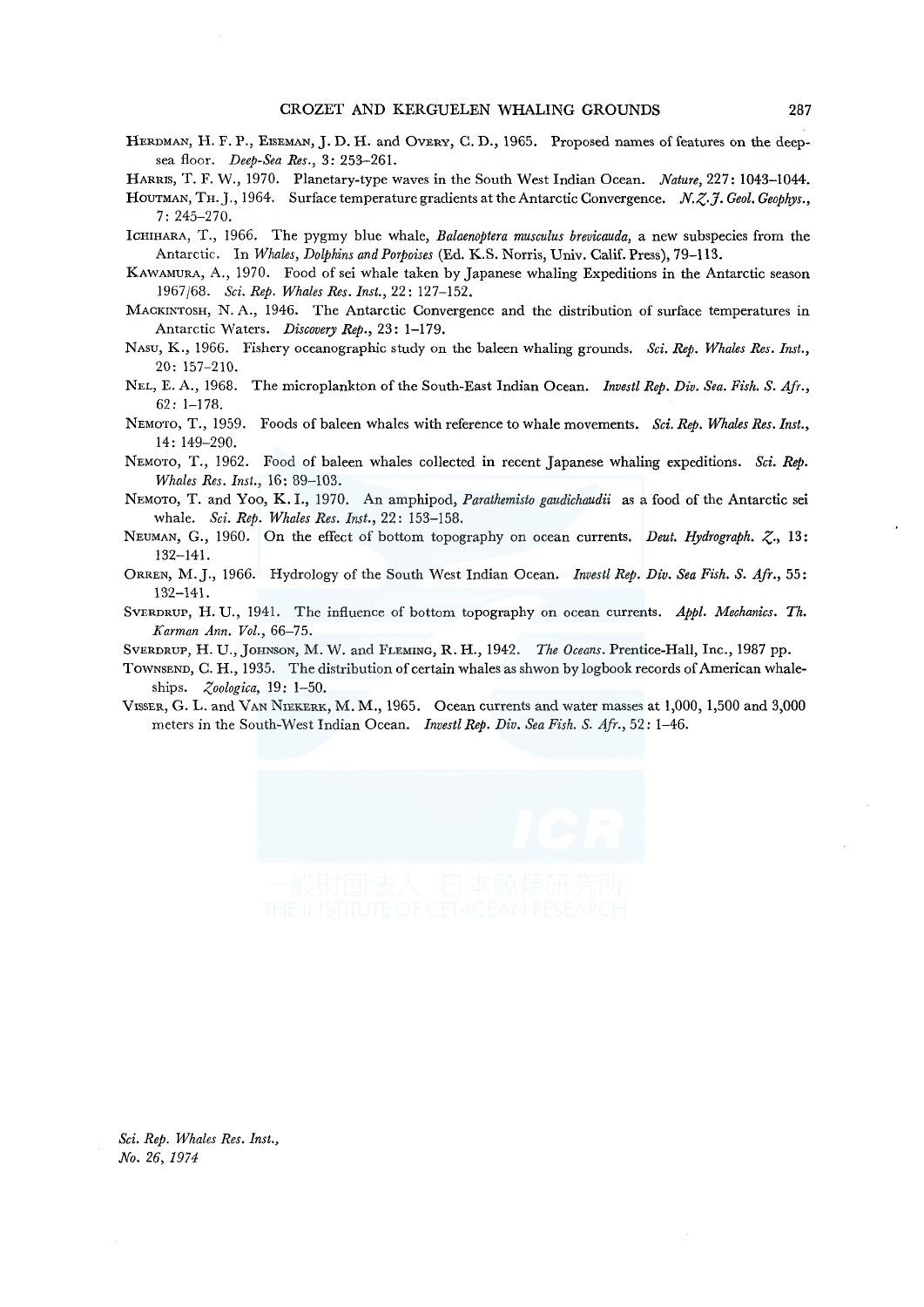HERDMAN, H. F. P., EISEMAN, J. D. H. and OVERY, C. D., 1965. Proposed names of features on the deep-sea floor. *Deep-Sea Res.*, 3: 253–261.

HARRIS, T. F. W., 1970. Planetary-type waves in the South West Indian Ocean. *Nature*, 227: 1043–1044.

HOUTMAN, TH. J., 1964. Surface temperature gradients at the Antarctic Convergence. *N.Z.J. Geol. Geophys.*, 7: 245–270.

ICHIHARA, T., 1966. The pygmy blue whale, *Balaenoptera musculus brevicauda*, a new subspecies from the Antarctic. In *Whales, Dolphins and Porpoises* (Ed. K.S. Norris, Univ. Calif. Press), 79–113.

KAWAMURA, A., 1970. Food of sei whale taken by Japanese whaling Expeditions in the Antarctic season 1967/68. *Sci. Rep. Whales Res. Inst.*, 22: 127–152.

MACKINTOSH, N. A., 1946. The Antarctic Convergence and the distribution of surface temperatures in Antarctic Waters. *Discovery Rep.*, 23: 1–179.

NASU, K., 1966. Fishery oceanographic study on the baleen whaling grounds. *Sci. Rep. Whales Res. Inst.*, 20: 157–210.

NEL, E. A., 1968. The microplankton of the South-East Indian Ocean. *Investl Rep. Div. Sea. Fish. S. Afr.*, 62: 1–178.

NEMOTO, T., 1959. Foods of baleen whales with reference to whale movements. *Sci. Rep. Whales Res. Inst.*, 14: 149–290.

NEMOTO, T., 1962. Food of baleen whales collected in recent Japanese whaling expeditions. *Sci. Rep. Whales Res. Inst.*, 16: 89–103.

NEMOTO, T. and YOO, K. I., 1970. An amphipod, *Parathemisto gaudichaudii* as a food of the Antarctic sei whale. *Sci. Rep. Whales Res. Inst.*, 22: 153–158.

NEUMAN, G., 1960. On the effect of bottom topography on ocean currents. *Deut. Hydrograph. Z.*, 13: 132–141.

ORREN, M. J., 1966. Hydrology of the South West Indian Ocean. *Investl Rep. Div. Sea Fish. S. Afr.*, 55: 132–141.

SVERDRUP, H. U., 1941. The influence of bottom topography on ocean currents. *Appl. Mechanics. Th. Karman Ann. Vol.*, 66–75.

SVERDRUP, H. U., JOHNSON, M. W. and FLEMING, R. H., 1942. *The Oceans*. Prentice-Hall, Inc., 1987 pp.

TOWNSEND, C. H., 1935. The distribution of certain whales as shwon by logbook records of American whaleships. *Zoologica*, 19: 1–50.

VISSER, G. L. and VAN NIEKERK, M. M., 1965. Ocean currents and water masses at 1,000, 1,500 and 3,000 meters in the South-West Indian Ocean. *Investl Rep. Div. Sea Fish. S. Afr.*, 52: 1–46.